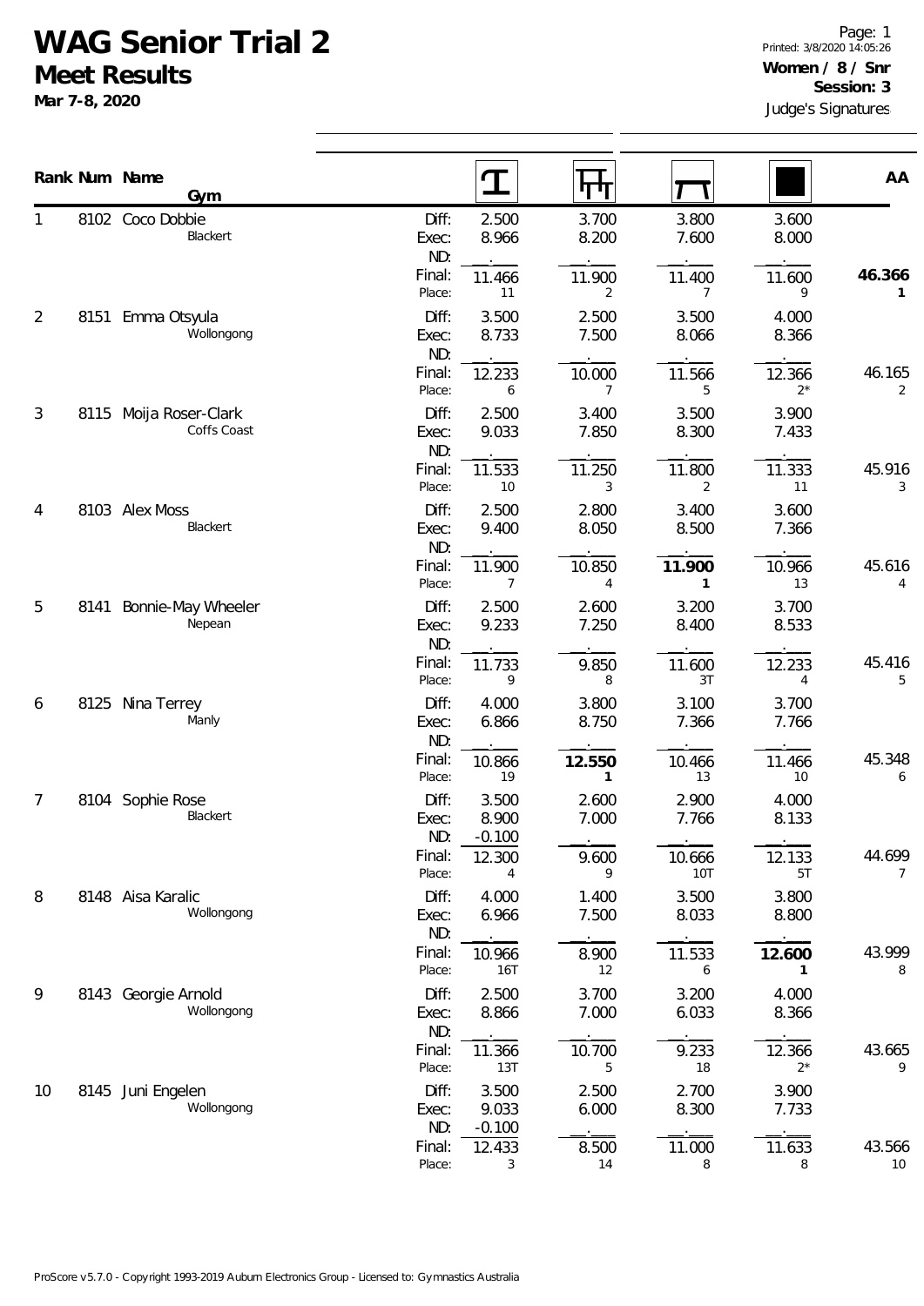# WAG Senior Trial 2

## Meet Results

**Mar 7-8, 2020**

Page: 1
Printed: 3/8/2020 14:05:26
**Women / 8 / Snr**
**Session: 3**
Judge's Signatures

| Rank | Num | Name / Gym | | Vault | Bars | Beam | Floor | AA |
|---|---|---|---|---|---|---|---|---|
| 1 | 8102 | Coco Dobbie<br>Blackert | Diff: | 2.500 | 3.700 | 3.800 | 3.600 | |
| | | | Exec: | 8.966 | 8.200 | 7.600 | 8.000 | |
| | | | ND: | . | . | . | . | |
| | | | Final: | 11.466 | 11.900 | 11.400 | 11.600 | **46.366** |
| | | | Place: | 11 | 2 | 7 | 9 | **1** |
| 2 | 8151 | Emma Otsyula<br>Wollongong | Diff: | 3.500 | 2.500 | 3.500 | 4.000 | |
| | | | Exec: | 8.733 | 7.500 | 8.066 | 8.366 | |
| | | | ND: | . | . | . | . | |
| | | | Final: | 12.233 | 10.000 | 11.566 | 12.366 | 46.165 |
| | | | Place: | 6 | 7 | 5 | 2* | 2 |
| 3 | 8115 | Moija Roser-Clark<br>Coffs Coast | Diff: | 2.500 | 3.400 | 3.500 | 3.900 | |
| | | | Exec: | 9.033 | 7.850 | 8.300 | 7.433 | |
| | | | ND: | . | . | . | . | |
| | | | Final: | 11.533 | 11.250 | 11.800 | 11.333 | 45.916 |
| | | | Place: | 10 | 3 | 2 | 11 | 3 |
| 4 | 8103 | Alex Moss<br>Blackert | Diff: | 2.500 | 2.800 | 3.400 | 3.600 | |
| | | | Exec: | 9.400 | 8.050 | 8.500 | 7.366 | |
| | | | ND: | . | . | . | . | |
| | | | Final: | 11.900 | 10.850 | **11.900** | 10.966 | 45.616 |
| | | | Place: | 7 | 4 | **1** | 13 | 4 |
| 5 | 8141 | Bonnie-May Wheeler<br>Nepean | Diff: | 2.500 | 2.600 | 3.200 | 3.700 | |
| | | | Exec: | 9.233 | 7.250 | 8.400 | 8.533 | |
| | | | ND: | . | . | . | . | |
| | | | Final: | 11.733 | 9.850 | 11.600 | 12.233 | 45.416 |
| | | | Place: | 9 | 8 | 3T | 4 | 5 |
| 6 | 8125 | Nina Terrey<br>Manly | Diff: | 4.000 | 3.800 | 3.100 | 3.700 | |
| | | | Exec: | 6.866 | 8.750 | 7.366 | 7.766 | |
| | | | ND: | . | . | . | . | |
| | | | Final: | 10.866 | **12.550** | 10.466 | 11.466 | 45.348 |
| | | | Place: | 19 | **1** | 13 | 10 | 6 |
| 7 | 8104 | Sophie Rose<br>Blackert | Diff: | 3.500 | 2.600 | 2.900 | 4.000 | |
| | | | Exec: | 8.900 | 7.000 | 7.766 | 8.133 | |
| | | | ND: | -0.100 | . | . | . | |
| | | | Final: | 12.300 | 9.600 | 10.666 | 12.133 | 44.699 |
| | | | Place: | 4 | 9 | 10T | 5T | 7 |
| 8 | 8148 | Aisa Karalic<br>Wollongong | Diff: | 4.000 | 1.400 | 3.500 | 3.800 | |
| | | | Exec: | 6.966 | 7.500 | 8.033 | 8.800 | |
| | | | ND: | . | . | . | . | |
| | | | Final: | 10.966 | 8.900 | 11.533 | **12.600** | 43.999 |
| | | | Place: | 16T | 12 | 6 | **1** | 8 |
| 9 | 8143 | Georgie Arnold<br>Wollongong | Diff: | 2.500 | 3.700 | 3.200 | 4.000 | |
| | | | Exec: | 8.866 | 7.000 | 6.033 | 8.366 | |
| | | | ND: | . | . | . | . | |
| | | | Final: | 11.366 | 10.700 | 9.233 | 12.366 | 43.665 |
| | | | Place: | 13T | 5 | 18 | 2* | 9 |
| 10 | 8145 | Juni Engelen<br>Wollongong | Diff: | 3.500 | 2.500 | 2.700 | 3.900 | |
| | | | Exec: | 9.033 | 6.000 | 8.300 | 7.733 | |
| | | | ND: | -0.100 | . | . | . | |
| | | | Final: | 12.433 | 8.500 | 11.000 | 11.633 | 43.566 |
| | | | Place: | 3 | 14 | 8 | 8 | 10 |

ProScore v5.7.0 - Copyright 1993-2019 Auburn Electronics Group - Licensed to: Gymnastics Australia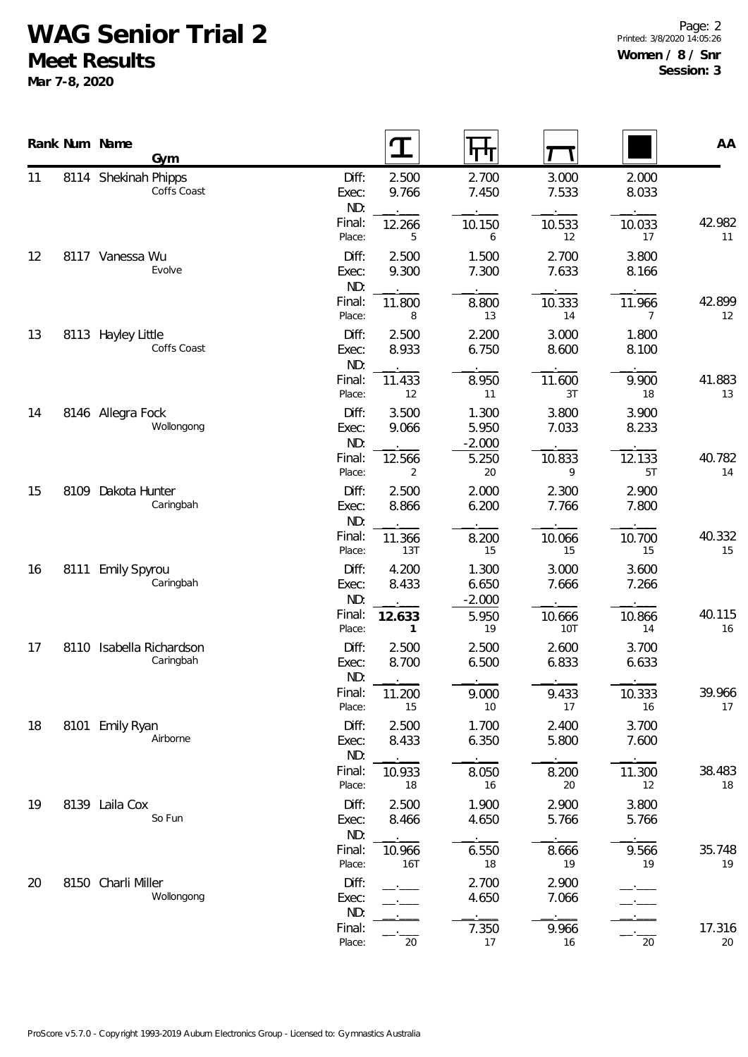# WAG Senior Trial 2

## Meet Results

**Mar 7-8, 2020**

Printed: 3/8/2020 14:05:26

**Women / 8 / Snr**
**Session: 3**

| Rank | Num | Name / Gym | | Vault | Bars | Beam | Floor | AA |
|---|---|---|---|---|---|---|---|---|
| 11 | 8114 | Shekinah Phipps<br>Coffs Coast | Diff: | 2.500 | 2.700 | 3.000 | 2.000 | |
| | | | Exec: | 9.766 | 7.450 | 7.533 | 8.033 | |
| | | | ND: | . | . | . | . | |
| | | | Final: | 12.266 | 10.150 | 10.533 | 10.033 | 42.982 |
| | | | Place: | 5 | 6 | 12 | 17 | 11 |
| 12 | 8117 | Vanessa Wu<br>Evolve | Diff: | 2.500 | 1.500 | 2.700 | 3.800 | |
| | | | Exec: | 9.300 | 7.300 | 7.633 | 8.166 | |
| | | | ND: | . | . | . | . | |
| | | | Final: | 11.800 | 8.800 | 10.333 | 11.966 | 42.899 |
| | | | Place: | 8 | 13 | 14 | 7 | 12 |
| 13 | 8113 | Hayley Little<br>Coffs Coast | Diff: | 2.500 | 2.200 | 3.000 | 1.800 | |
| | | | Exec: | 8.933 | 6.750 | 8.600 | 8.100 | |
| | | | ND: | . | . | . | . | |
| | | | Final: | 11.433 | 8.950 | 11.600 | 9.900 | 41.883 |
| | | | Place: | 12 | 11 | 3T | 18 | 13 |
| 14 | 8146 | Allegra Fock<br>Wollongong | Diff: | 3.500 | 1.300 | 3.800 | 3.900 | |
| | | | Exec: | 9.066 | 5.950 | 7.033 | 8.233 | |
| | | | ND: | . | -2.000 | . | . | |
| | | | Final: | 12.566 | 5.250 | 10.833 | 12.133 | 40.782 |
| | | | Place: | 2 | 20 | 9 | 5T | 14 |
| 15 | 8109 | Dakota Hunter<br>Caringbah | Diff: | 2.500 | 2.000 | 2.300 | 2.900 | |
| | | | Exec: | 8.866 | 6.200 | 7.766 | 7.800 | |
| | | | ND: | . | . | . | . | |
| | | | Final: | 11.366 | 8.200 | 10.066 | 10.700 | 40.332 |
| | | | Place: | 13T | 15 | 15 | 15 | 15 |
| 16 | 8111 | Emily Spyrou<br>Caringbah | Diff: | 4.200 | 1.300 | 3.000 | 3.600 | |
| | | | Exec: | 8.433 | 6.650 | 7.666 | 7.266 | |
| | | | ND: | . | -2.000 | . | . | |
| | | | Final: | **12.633** | 5.950 | 10.666 | 10.866 | 40.115 |
| | | | Place: | **1** | 19 | 10T | 14 | 16 |
| 17 | 8110 | Isabella Richardson<br>Caringbah | Diff: | 2.500 | 2.500 | 2.600 | 3.700 | |
| | | | Exec: | 8.700 | 6.500 | 6.833 | 6.633 | |
| | | | ND: | . | . | . | . | |
| | | | Final: | 11.200 | 9.000 | 9.433 | 10.333 | 39.966 |
| | | | Place: | 15 | 10 | 17 | 16 | 17 |
| 18 | 8101 | Emily Ryan<br>Airborne | Diff: | 2.500 | 1.700 | 2.400 | 3.700 | |
| | | | Exec: | 8.433 | 6.350 | 5.800 | 7.600 | |
| | | | ND: | . | . | . | . | |
| | | | Final: | 10.933 | 8.050 | 8.200 | 11.300 | 38.483 |
| | | | Place: | 18 | 16 | 20 | 12 | 18 |
| 19 | 8139 | Laila Cox<br>So Fun | Diff: | 2.500 | 1.900 | 2.900 | 3.800 | |
| | | | Exec: | 8.466 | 4.650 | 5.766 | 5.766 | |
| | | | ND: | . | . | . | . | |
| | | | Final: | 10.966 | 6.550 | 8.666 | 9.566 | 35.748 |
| | | | Place: | 16T | 18 | 19 | 19 | 19 |
| 20 | 8150 | Charli Miller<br>Wollongong | Diff: | . | 2.700 | 2.900 | . | |
| | | | Exec: | . | 4.650 | 7.066 | . | |
| | | | ND: | . | . | . | . | |
| | | | Final: | . | 7.350 | 9.966 | . | 17.316 |
| | | | Place: | 20 | 17 | 16 | 20 | 20 |

ProScore v5.7.0 - Copyright 1993-2019 Auburn Electronics Group - Licensed to: Gymnastics Australia